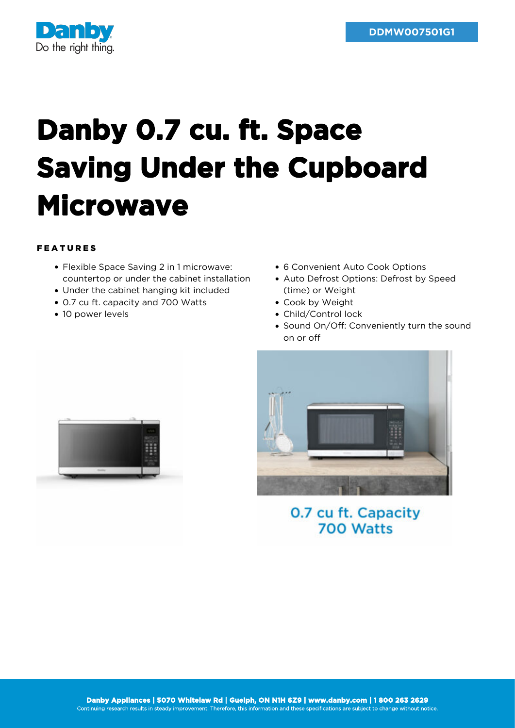DDMW007501G1

# Danby 0.7 cu. ft. Space Saving Under the Cupboard Microwave

## FEATURES

- Flexible Space Saving 2 in 1 microwave: countertop or under the cabinet installation
- Under the cabinet hanging kit included
- 0.7 cu ft. capacity and 700 Watts
- 10 power levels
- 6 Convenient Auto Cook Options
- Auto Defrost Options: Defrost by Speed (time) or Weight
- Cook by Weight
- Child/Control lock
- Sound On/Off: Conveniently turn the sound on or off

0.7 cu ft. Capacity
700 Watts

**Danby Appliances | 5070 Whitelaw Rd | Guelph, ON N1H 6Z9 | www.danby.com | 1 800 263 2629**
Continuing research results in steady improvement. Therefore, this information and these specifications are subject to change without notice.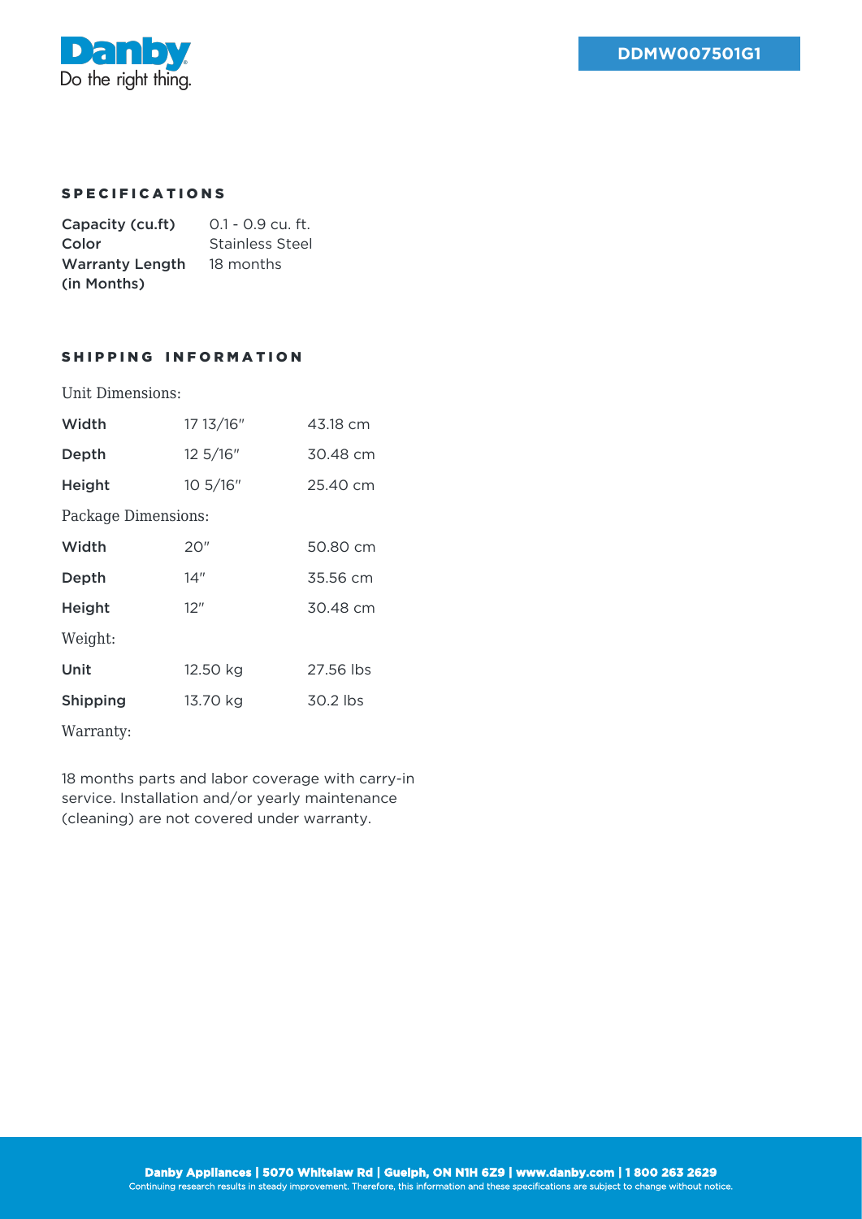DDMW007501G1

## SPECIFICATIONS

| | |
|---|---|
| **Capacity (cu.ft)** | 0.1 - 0.9 cu. ft. |
| **Color** | Stainless Steel |
| **Warranty Length (in Months)** | 18 months |

## SHIPPING INFORMATION

Unit Dimensions:

| | | |
|---|---|---|
| **Width** | 17 13/16" | 43.18 cm |
| **Depth** | 12 5/16" | 30.48 cm |
| **Height** | 10 5/16" | 25.40 cm |

Package Dimensions:

| | | |
|---|---|---|
| **Width** | 20" | 50.80 cm |
| **Depth** | 14" | 35.56 cm |
| **Height** | 12" | 30.48 cm |

Weight:

| | | |
|---|---|---|
| **Unit** | 12.50 kg | 27.56 lbs |
| **Shipping** | 13.70 kg | 30.2 lbs |

Warranty:

18 months parts and labor coverage with carry-in service. Installation and/or yearly maintenance (cleaning) are not covered under warranty.

**Danby Appliances | 5070 Whitelaw Rd | Guelph, ON N1H 6Z9 | www.danby.com | 1 800 263 2629**
Continuing research results in steady improvement. Therefore, this information and these specifications are subject to change without notice.